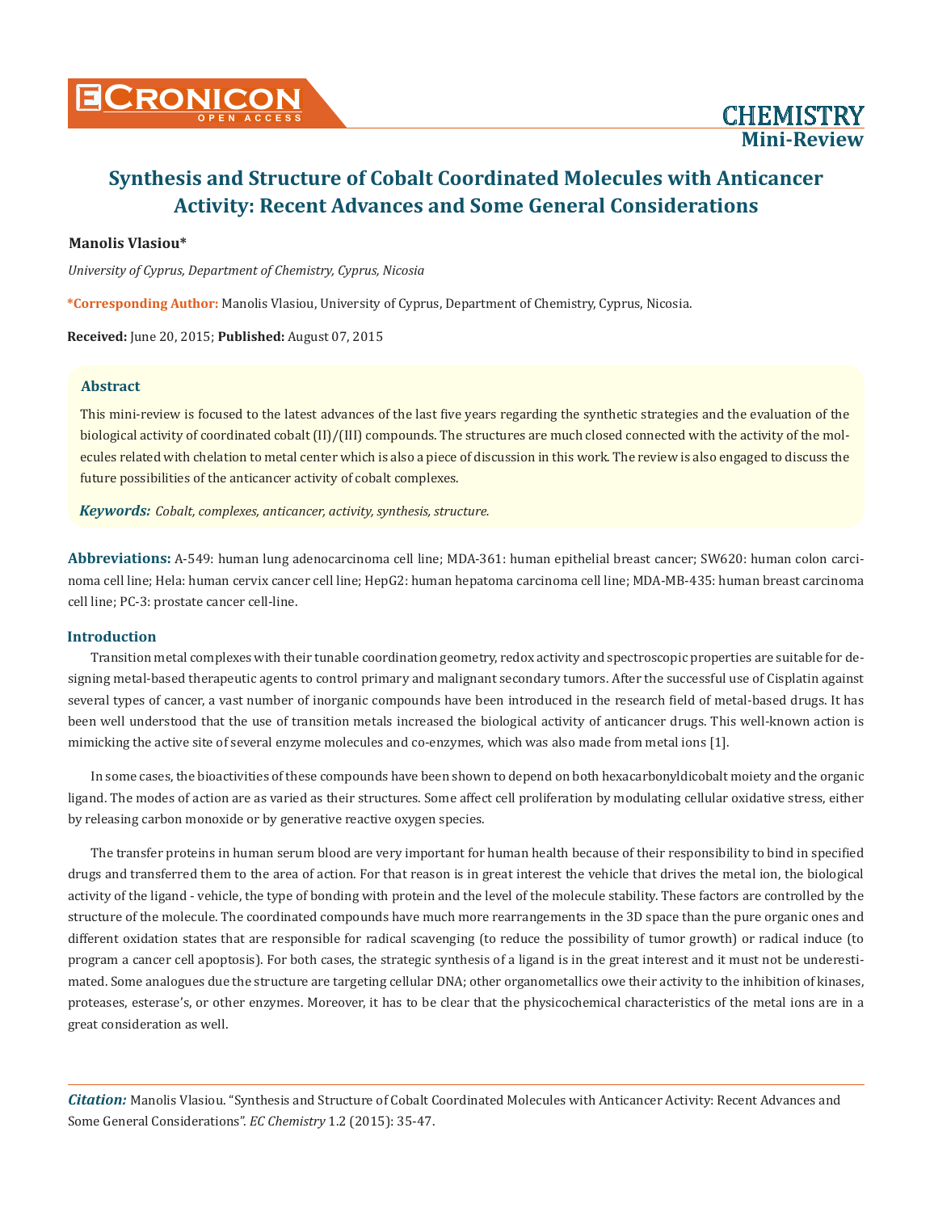# Synthesis and Structure of Cobalt Coordinated Molecules with Anticancer Activity: Recent Advances and Some General Considerations

**Manolis Vlasiou***

*University of Cyprus, Department of Chemistry, Cyprus, Nicosia*

**\*Corresponding Author:** Manolis Vlasiou, University of Cyprus, Department of Chemistry, Cyprus, Nicosia.

**Received:** June 20, 2015; **Published:** August 07, 2015

## Abstract

This mini-review is focused to the latest advances of the last five years regarding the synthetic strategies and the evaluation of the biological activity of coordinated cobalt (II)/(III) compounds. The structures are much closed connected with the activity of the molecules related with chelation to metal center which is also a piece of discussion in this work. The review is also engaged to discuss the future possibilities of the anticancer activity of cobalt complexes.

***Keywords:*** *Cobalt, complexes, anticancer, activity, synthesis, structure.*

**Abbreviations:** A-549: human lung adenocarcinoma cell line; MDA-361: human epithelial breast cancer; SW620: human colon carcinoma cell line; Hela: human cervix cancer cell line; HepG2: human hepatoma carcinoma cell line; MDA-MB-435: human breast carcinoma cell line; PC-3: prostate cancer cell-line.

## Introduction

Transition metal complexes with their tunable coordination geometry, redox activity and spectroscopic properties are suitable for designing metal-based therapeutic agents to control primary and malignant secondary tumors. After the successful use of Cisplatin against several types of cancer, a vast number of inorganic compounds have been introduced in the research field of metal-based drugs. It has been well understood that the use of transition metals increased the biological activity of anticancer drugs. This well-known action is mimicking the active site of several enzyme molecules and co-enzymes, which was also made from metal ions [1].

In some cases, the bioactivities of these compounds have been shown to depend on both hexacarbonyldicobalt moiety and the organic ligand. The modes of action are as varied as their structures. Some affect cell proliferation by modulating cellular oxidative stress, either by releasing carbon monoxide or by generative reactive oxygen species.

The transfer proteins in human serum blood are very important for human health because of their responsibility to bind in specified drugs and transferred them to the area of action. For that reason is in great interest the vehicle that drives the metal ion, the biological activity of the ligand - vehicle, the type of bonding with protein and the level of the molecule stability. These factors are controlled by the structure of the molecule. The coordinated compounds have much more rearrangements in the 3D space than the pure organic ones and different oxidation states that are responsible for radical scavenging (to reduce the possibility of tumor growth) or radical induce (to program a cancer cell apoptosis). For both cases, the strategic synthesis of a ligand is in the great interest and it must not be underestimated. Some analogues due the structure are targeting cellular DNA; other organometallics owe their activity to the inhibition of kinases, proteases, esterase's, or other enzymes. Moreover, it has to be clear that the physicochemical characteristics of the metal ions are in a great consideration as well.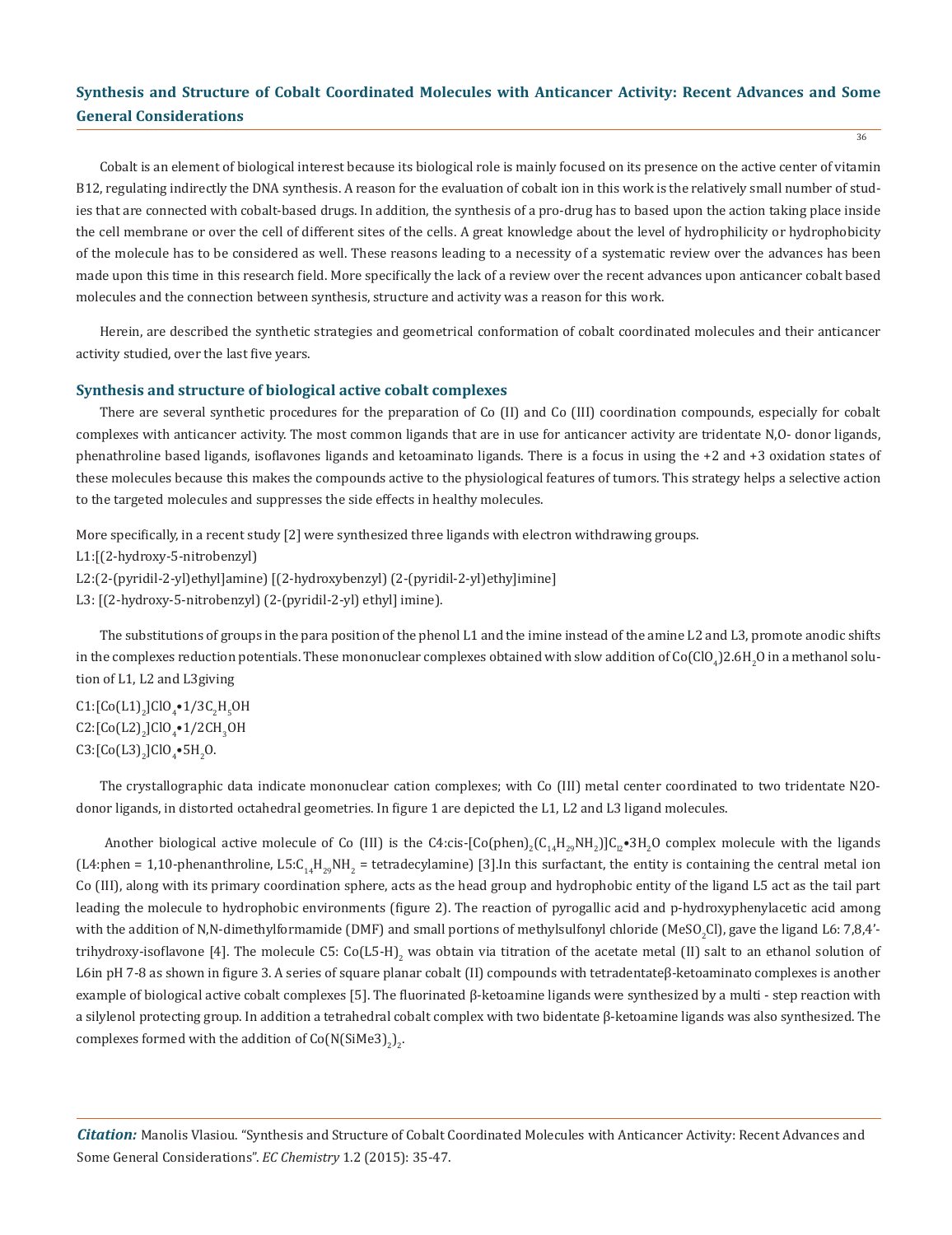Cobalt is an element of biological interest because its biological role is mainly focused on its presence on the active center of vitamin B12, regulating indirectly the DNA synthesis. A reason for the evaluation of cobalt ion in this work is the relatively small number of studies that are connected with cobalt-based drugs. In addition, the synthesis of a pro-drug has to based upon the action taking place inside the cell membrane or over the cell of different sites of the cells. A great knowledge about the level of hydrophilicity or hydrophobicity of the molecule has to be considered as well. These reasons leading to a necessity of a systematic review over the advances has been made upon this time in this research field. More specifically the lack of a review over the recent advances upon anticancer cobalt based molecules and the connection between synthesis, structure and activity was a reason for this work.

Herein, are described the synthetic strategies and geometrical conformation of cobalt coordinated molecules and their anticancer activity studied, over the last five years.

## Synthesis and structure of biological active cobalt complexes

There are several synthetic procedures for the preparation of Co (II) and Co (III) coordination compounds, especially for cobalt complexes with anticancer activity. The most common ligands that are in use for anticancer activity are tridentate N,O- donor ligands, phenathroline based ligands, isoflavones ligands and ketoaminato ligands. There is a focus in using the +2 and +3 oxidation states of these molecules because this makes the compounds active to the physiological features of tumors. This strategy helps a selective action to the targeted molecules and suppresses the side effects in healthy molecules.

More specifically, in a recent study [2] were synthesized three ligands with electron withdrawing groups.

L1:[(2-hydroxy-5-nitrobenzyl)

L2:(2-(pyridil-2-yl)ethyl]amine) [(2-hydroxybenzyl) (2-(pyridil-2-yl)ethy]imine]

L3: [(2-hydroxy-5-nitrobenzyl) (2-(pyridil-2-yl) ethyl] imine).

The substitutions of groups in the para position of the phenol L1 and the imine instead of the amine L2 and L3, promote anodic shifts in the complexes reduction potentials. These mononuclear complexes obtained with slow addition of $Co(ClO_4)2.6H_2O$ in a methanol solution of L1, L2 and L3giving

C1:$[Co(L1)_2]ClO_4 \bullet 1/3C_2H_5OH$

C2:$[Co(L2)_2]ClO_4 \bullet 1/2CH_3OH$

C3:$[Co(L3)_2]ClO_4 \bullet 5H_2O$.

The crystallographic data indicate mononuclear cation complexes; with Co (III) metal center coordinated to two tridentate N2O-donor ligands, in distorted octahedral geometries. In figure 1 are depicted the L1, L2 and L3 ligand molecules.

Another biological active molecule of Co (III) is the C4:cis-$[Co(phen)_2(C_{14}H_{29}NH_2)]C_{l2} \bullet 3H_2O$ complex molecule with the ligands (L4:phen = 1,10-phenanthroline, L5:$C_{14}H_{29}NH_2$ = tetradecylamine) [3].In this surfactant, the entity is containing the central metal ion Co (III), along with its primary coordination sphere, acts as the head group and hydrophobic entity of the ligand L5 act as the tail part leading the molecule to hydrophobic environments (figure 2). The reaction of pyrogallic acid and p-hydroxyphenylacetic acid among with the addition of N,N-dimethylformamide (DMF) and small portions of methylsulfonyl chloride ($MeSO_2Cl$), gave the ligand L6: 7,8,4'-trihydroxy-isoflavone [4]. The molecule C5: $Co(L5\text{-}H)_2$ was obtain via titration of the acetate metal (II) salt to an ethanol solution of L6in pH 7-8 as shown in figure 3. A series of square planar cobalt (II) compounds with tetradentateβ-ketoaminato complexes is another example of biological active cobalt complexes [5]. The fluorinated β-ketoamine ligands were synthesized by a multi - step reaction with a silylenol protecting group. In addition a tetrahedral cobalt complex with two bidentate β-ketoamine ligands was also synthesized. The complexes formed with the addition of $Co(N(SiMe3)_2)_2$.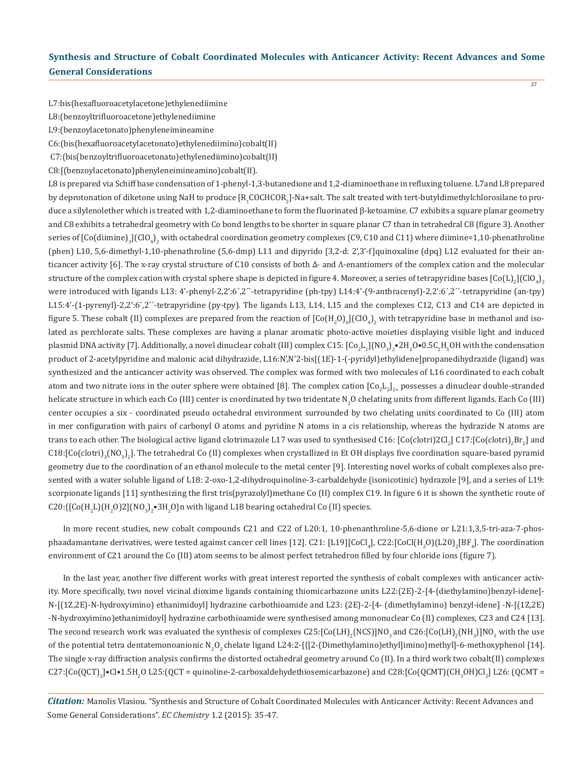L7:bis(hexafluoroacetylacetone)ethylenediimine

L8:(benzoyltrifluoroacetone)ethylenediimine

L9:(benzoylacetonato)phenyleneimineamine

C6:(bis(hexafluoroacetylacetonato)ethylenediimino)cobalt(II)

C7:(bis(benzoyltrifluoroacetonato)ethylenediimino)cobalt(II)

C8:[(benzoylacetonato)phenyleneimineamino)cobalt(II).

L8 is prepared via Schiff base condensation of 1-phenyl-1,3-butanedione and 1,2-diaminoethane in refluxing toluene. L7and L8 prepared by deprotonation of diketone using NaH to produce $[R_1COCHCOR_2]$-Na+salt. The salt treated with tert-butyldimethylchlorosilane to produce a silylenolether which is treated with 1,2-diaminoethane to form the fluorinated β-ketoamine. C7 exhibits a square planar geometry and C8 exhibits a tetrahedral geometry with Co bond lengths to be shorter in square planar C7 than in tetrahedral C8 (figure 3). Another series of $[Co(diimine)_3](ClO_4)_2$ with octahedral coordination geometry complexes (C9, C10 and C11) where diimine=1,10-phenathroline (phen) L10, 5,6-dimethyl-1,10-phenathroline (5,6-dmp) L11 and dipyrido [3,2-d: 2',3'-f]quinoxaline (dpq) L12 evaluated for their anticancer activity [6]. The x-ray crystal structure of C10 consists of both Δ- and Λ-enantiomers of the complex cation and the molecular structure of the complex cation with crystal sphere shape is depicted in figure 4. Moreover, a series of tetrapyridine bases $[Co(L)_2](ClO_4)_2$ were introduced with ligands L13: 4'-phenyl-2,2':6´,2´´-tetrapyridine (ph-tpy) L14:4'-(9-anthracenyl)-2,2':6´,2´´-tetrapyridine (an-tpy) L15:4'-(1-pyrenyl)-2,2':6´,2´´-tetrapyridine (py-tpy). The ligands L13, L14, L15 and the complexes C12, C13 and C14 are depicted in figure 5. These cobalt (II) complexes are prepared from the reaction of $[Co(H_2O)_6](ClO_4)_2$ with tetrapyridine base in methanol and isolated as perchlorate salts. These complexes are having a planar aromatic photo-active moieties displaying visible light and induced plasmid DNA activity [7]. Additionally, a novel dinuclear cobalt (III) complex C15: $[Co_2L_2](NO_3)_2{\bullet}2H_2O{\bullet}0.5C_2H_5OH$ with the condensation product of 2-acetylpyridine and malonic acid dihydrazide, L16:N',N'2-bis[(1E)-1-(-pyridyl)ethylidene]propanedihydrazide (ligand) was synthesized and the anticancer activity was observed. The complex was formed with two molecules of L16 coordinated to each cobalt atom and two nitrate ions in the outer sphere were obtained [8]. The complex cation $[Co_2L_2]_{2+}$ possesses a dinuclear double-stranded helicate structure in which each Co (III) center is coordinated by two tridentate $N_2O$ chelating units from different ligands. Each Co (III) center occupies a six - coordinated pseudo octahedral environment surrounded by two chelating units coordinated to Co (III) atom in mer configuration with pairs of carbonyl O atoms and pyridine N atoms in a cis relationship, whereas the hydrazide N atoms are trans to each other. The biological active ligand clotrimazole L17 was used to synthesised C16: $[Co(clotri)2Cl_2]$ C17:$[Co(clotri)_2Br_2]$ and C18:$[Co(clotri)_3(NO_3)_2]$. The tetrahedral Co (II) complexes when crystallized in Et OH displays five coordination square-based pyramid geometry due to the coordination of an ethanol molecule to the metal center [9]. Interesting novel works of cobalt complexes also presented with a water soluble ligand of L18: 2-oxo-1,2-dihydroquinoline-3-carbaldehyde (isonicotinic) hydrazole [9], and a series of L19: scorpionate ligands [11] synthesizing the first tris(pyrazolyl)methane Co (II) complex C19. In figure 6 it is shown the synthetic route of C20:$\{[Co(H_2L)(H_2O)2](NO_3)_2{\bullet}3H_2O\}n$ with ligand L18 bearing octahedral Co (II) species.

In more recent studies, new cobalt compounds C21 and C22 of L20:1, 10-phenanthroline-5,6-dione or L21:1,3,5-tri-aza-7-phosphaadamantane derivatives, were tested against cancer cell lines [12]. C21: $[L19][CoCl_4]$, C22:$[CoCl(H_2O)(L20)_2[BF_4]$. The coordination environment of C21 around the Co (III) atom seems to be almost perfect tetrahedron filled by four chloride ions (figure 7).

In the last year, another five different works with great interest reported the synthesis of cobalt complexes with anticancer activity. More specifically, two novel vicinal dioxime ligands containing thiomicarbazone units L22:(2E)-2-[4-(diethylamino)benzyl-idene]-N-[(1Z,2E)-N-hydroxyimino) ethanimidoyl] hydrazine carbothioamide and L23: (2E)-2-[4- (dimethylamino) benzyl-idene] -N-[(1Z,2E) -N-hydroxyimino)ethanimidoyl] hydrazine carbothioamide were synthesised among mononuclear Co (II) complexes, C23 and C24 [13]. The second research work was evaluated the synthesis of complexes C25:$[Co(LH)_2(NCS)]NO_3$ and C26:$[Co(LH)_2(NH_3)]NO_3$ with the use of the potential tetra dentatemonoanionic $N_2O_2$ chelate ligand L24:2-[{[2-(Dimethylamino)ethyl]imino}methyl]-6-methoxyphenol [14]. The single x-ray diffraction analysis confirms the distorted octahedral geometry around Co (II). In a third work two cobalt(II) complexes C27:$[Co(QCT)_2]{\bullet}Cl{\bullet}1.5H_2O$ L25:(QCT = quinoline-2-carboxaldehydethiosemicarbazone) and C28:$[Co(QCMT)(CH_3OH)Cl_2]$ L26: (QCMT =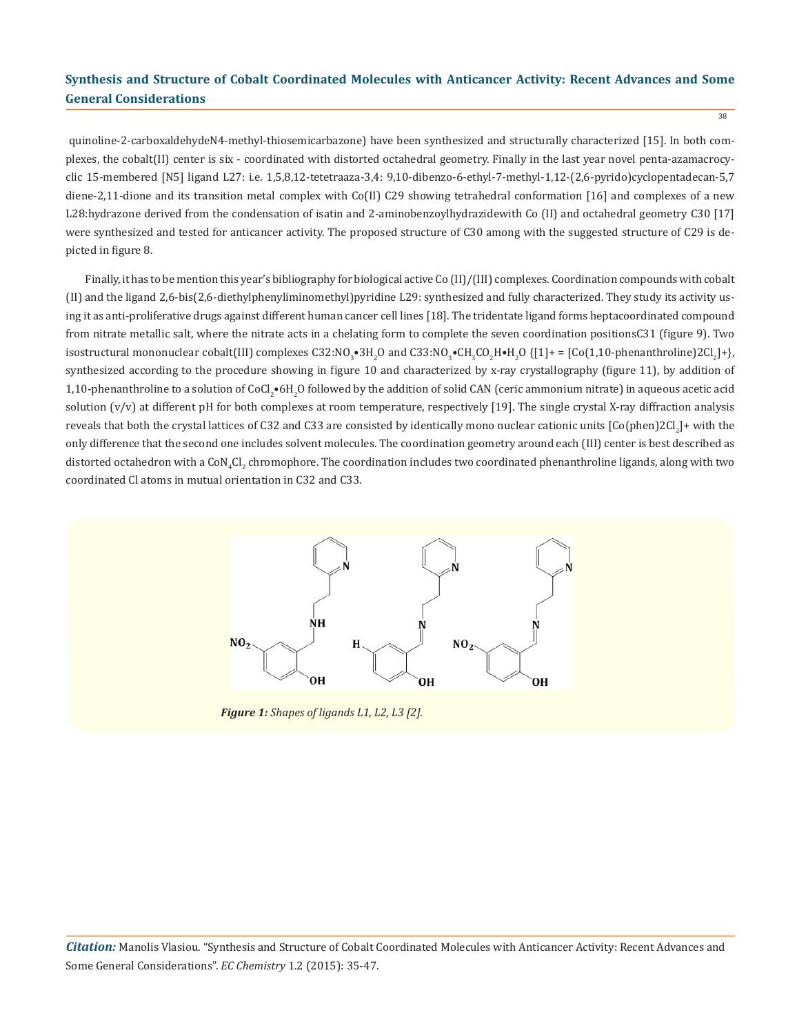quinoline-2-carboxaldehydeN4-methyl-thiosemicarbazone) have been synthesized and structurally characterized [15]. In both complexes, the cobalt(II) center is six - coordinated with distorted octahedral geometry. Finally in the last year novel penta-azamacrocyclic 15-membered [N5] ligand L27: i.e. 1,5,8,12-tetetraaza-3,4: 9,10-dibenzo-6-ethyl-7-methyl-1,12-(2,6-pyrido)cyclopentadecan-5,7 diene-2,11-dione and its transition metal complex with Co(II) C29 showing tetrahedral conformation [16] and complexes of a new L28:hydrazone derived from the condensation of isatin and 2-aminobenzoylhydrazidewith Co (II) and octahedral geometry C30 [17] were synthesized and tested for anticancer activity. The proposed structure of C30 among with the suggested structure of C29 is depicted in figure 8.

Finally, it has to be mention this year's bibliography for biological active Co (II)/(III) complexes. Coordination compounds with cobalt (II) and the ligand 2,6-bis(2,6-diethylphenyliminomethyl)pyridine L29: synthesized and fully characterized. They study its activity using it as anti-proliferative drugs against different human cancer cell lines [18]. The tridentate ligand forms heptacoordinated compound from nitrate metallic salt, where the nitrate acts in a chelating form to complete the seven coordination positionsC31 (figure 9). Two isostructural mononuclear cobalt(III) complexes C32:$NO_3$•$3H_2O$ and C33:$NO_3$•$CH_3CO_2H$•$H_2O$ {[1]+ = [Co(1,10-phenanthroline)2$Cl_2$]+}, synthesized according to the procedure showing in figure 10 and characterized by x-ray crystallography (figure 11), by addition of 1,10-phenanthroline to a solution of $CoCl_2$•$6H_2O$ followed by the addition of solid CAN (ceric ammonium nitrate) in aqueous acetic acid solution (v/v) at different pH for both complexes at room temperature, respectively [19]. The single crystal X-ray diffraction analysis reveals that both the crystal lattices of C32 and C33 are consisted by identically mono nuclear cationic units [Co(phen)2$Cl_2$]+ with the only difference that the second one includes solvent molecules. The coordination geometry around each (III) center is best described as distorted octahedron with a $CoN_4Cl_2$ chromophore. The coordination includes two coordinated phenanthroline ligands, along with two coordinated Cl atoms in mutual orientation in C32 and C33.

***Figure 1:*** *Shapes of ligands L1, L2, L3 [2].*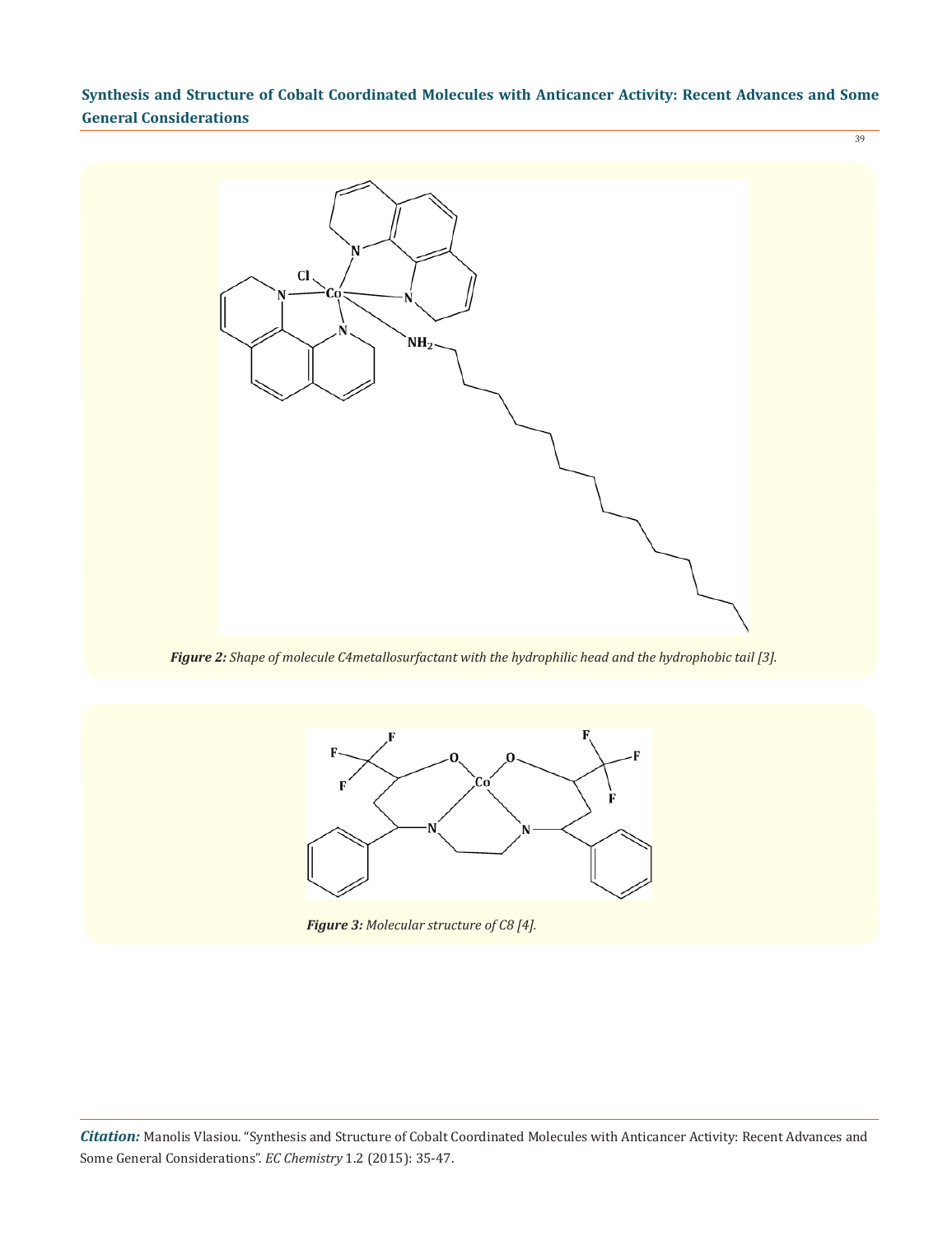*Figure 2: Shape of molecule C4metallosurfactant with the hydrophilic head and the hydrophobic tail [3].*

*Figure 3: Molecular structure of C8 [4].*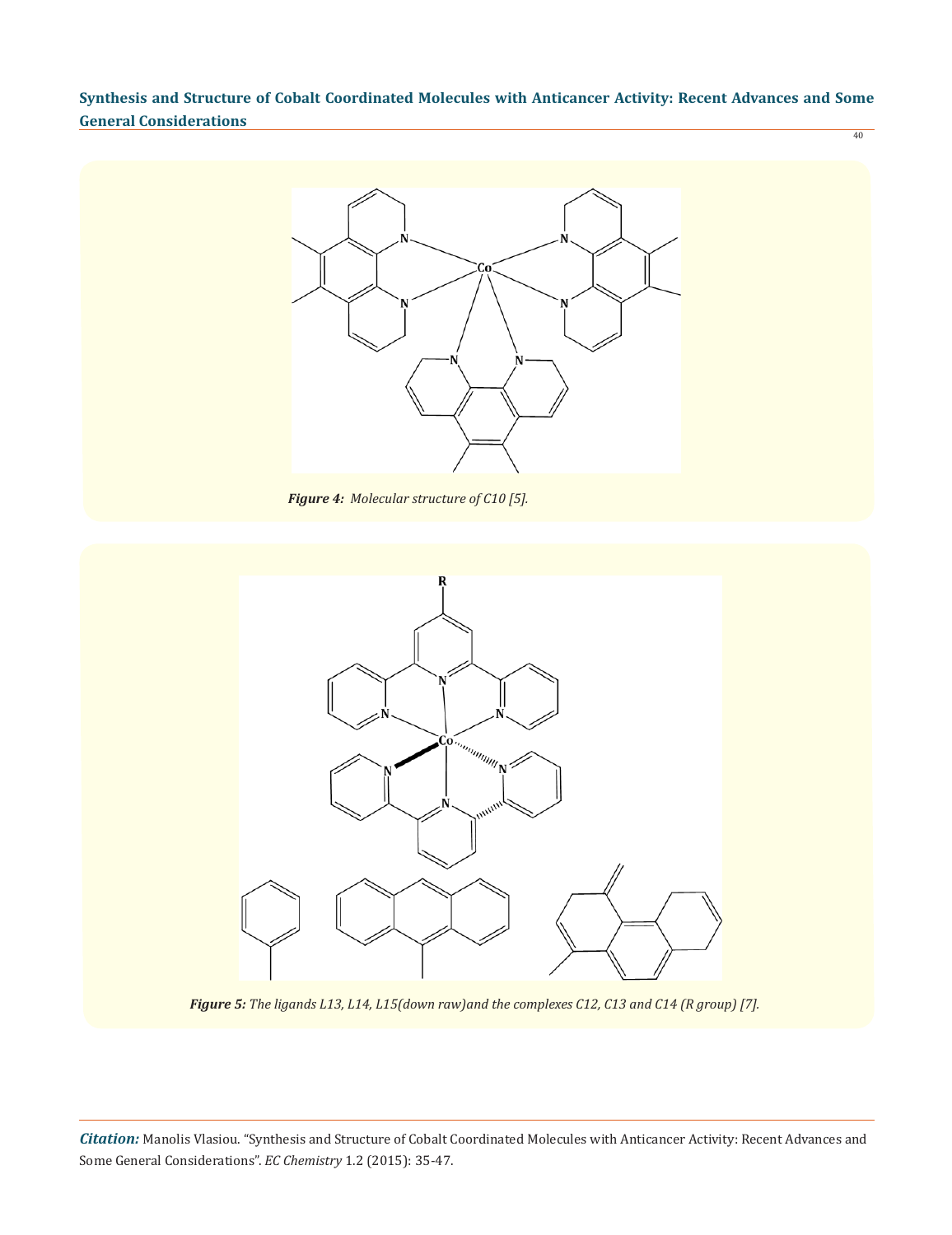***Figure 4:*** *Molecular structure of C10 [5].*

***Figure 5:*** *The ligands L13, L14, L15(down raw)and the complexes C12, C13 and C14 (R group) [7].*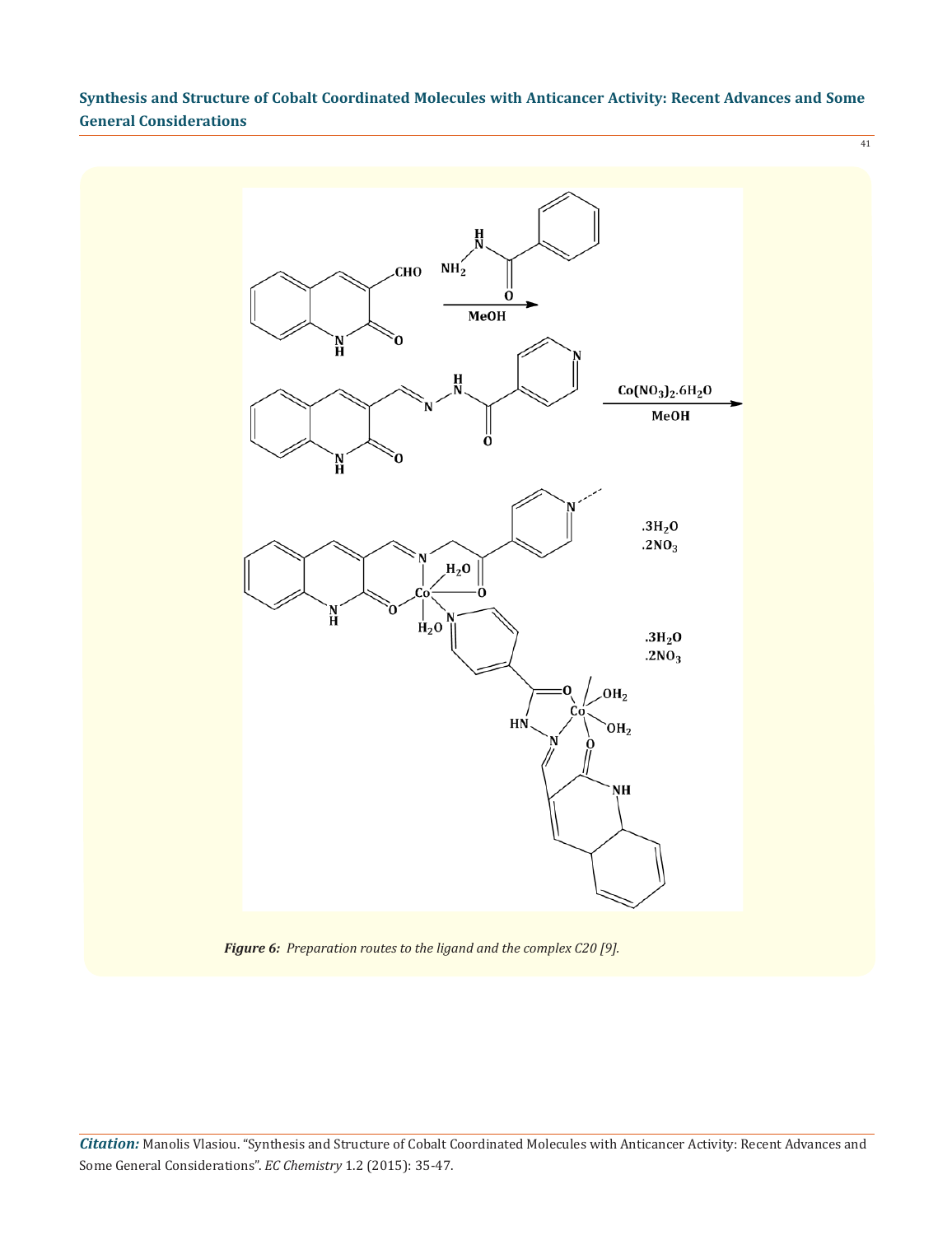*Figure 6: Preparation routes to the ligand and the complex C20 [9].*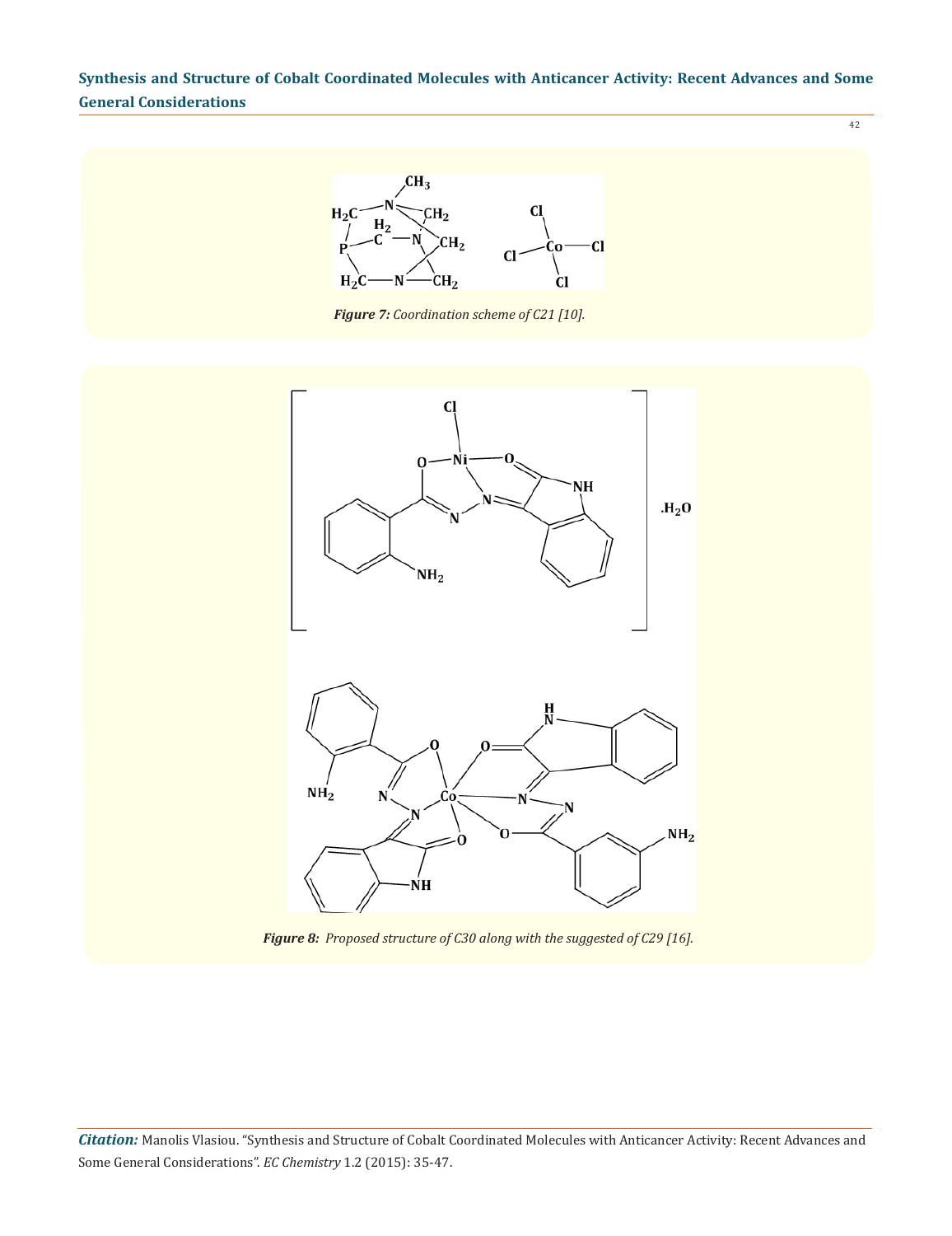*Figure 7: Coordination scheme of C21 [10].*

*Figure 8: Proposed structure of C30 along with the suggested of C29 [16].*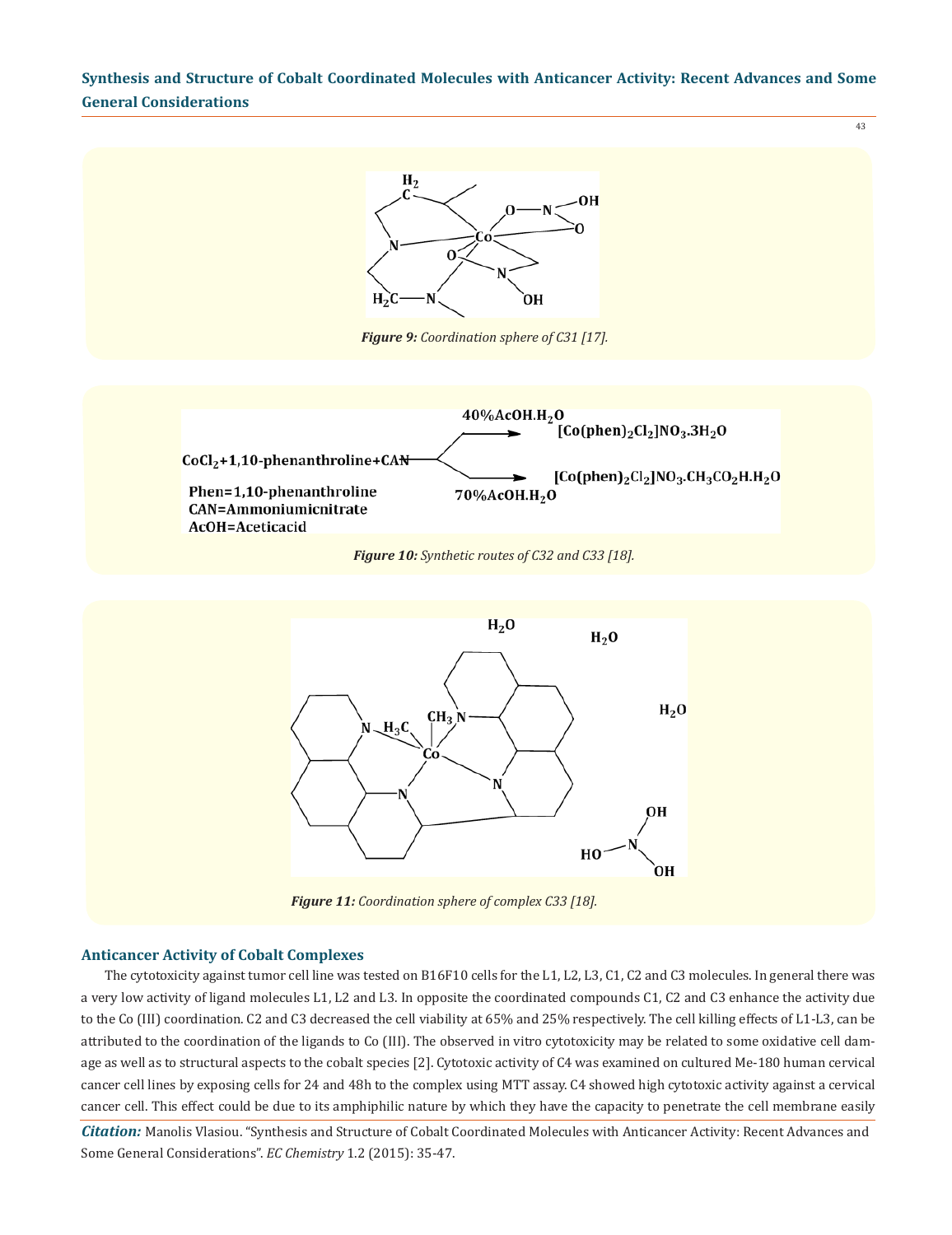*Figure 9: Coordination sphere of C31 [17].*

*Figure 10: Synthetic routes of C32 and C33 [18].*

*Figure 11: Coordination sphere of complex C33 [18].*

### Anticancer Activity of Cobalt Complexes

The cytotoxicity against tumor cell line was tested on B16F10 cells for the L1, L2, L3, C1, C2 and C3 molecules. In general there was a very low activity of ligand molecules L1, L2 and L3. In opposite the coordinated compounds C1, C2 and C3 enhance the activity due to the Co (III) coordination. C2 and C3 decreased the cell viability at 65% and 25% respectively. The cell killing effects of L1-L3, can be attributed to the coordination of the ligands to Co (III). The observed in vitro cytotoxicity may be related to some oxidative cell damage as well as to structural aspects to the cobalt species [2]. Cytotoxic activity of C4 was examined on cultured Me-180 human cervical cancer cell lines by exposing cells for 24 and 48h to the complex using MTT assay. C4 showed high cytotoxic activity against a cervical cancer cell. This effect could be due to its amphiphilic nature by which they have the capacity to penetrate the cell membrane easily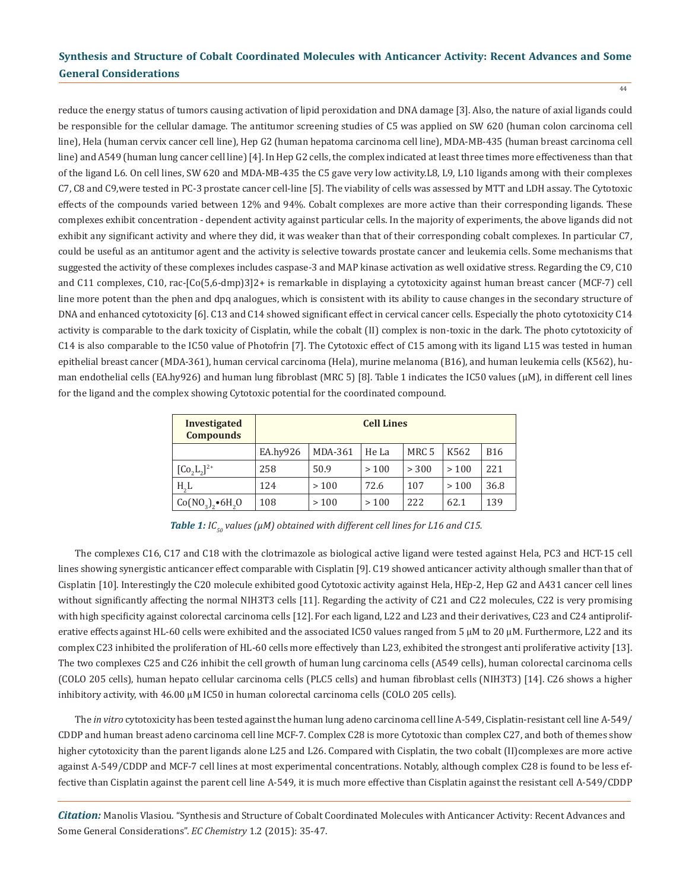reduce the energy status of tumors causing activation of lipid peroxidation and DNA damage [3]. Also, the nature of axial ligands could be responsible for the cellular damage. The antitumor screening studies of C5 was applied on SW 620 (human colon carcinoma cell line), Hela (human cervix cancer cell line), Hep G2 (human hepatoma carcinoma cell line), MDA-MB-435 (human breast carcinoma cell line) and A549 (human lung cancer cell line) [4]. In Hep G2 cells, the complex indicated at least three times more effectiveness than that of the ligand L6. On cell lines, SW 620 and MDA-MB-435 the C5 gave very low activity.L8, L9, L10 ligands among with their complexes C7, C8 and C9,were tested in PC-3 prostate cancer cell-line [5]. The viability of cells was assessed by MTT and LDH assay. The Cytotoxic effects of the compounds varied between 12% and 94%. Cobalt complexes are more active than their corresponding ligands. These complexes exhibit concentration - dependent activity against particular cells. In the majority of experiments, the above ligands did not exhibit any significant activity and where they did, it was weaker than that of their corresponding cobalt complexes. In particular C7, could be useful as an antitumor agent and the activity is selective towards prostate cancer and leukemia cells. Some mechanisms that suggested the activity of these complexes includes caspase-3 and MAP kinase activation as well oxidative stress. Regarding the C9, C10 and C11 complexes, C10, rac-[Co(5,6-dmp)3]2+ is remarkable in displaying a cytotoxicity against human breast cancer (MCF-7) cell line more potent than the phen and dpq analogues, which is consistent with its ability to cause changes in the secondary structure of DNA and enhanced cytotoxicity [6]. C13 and C14 showed significant effect in cervical cancer cells. Especially the photo cytotoxicity C14 activity is comparable to the dark toxicity of Cisplatin, while the cobalt (II) complex is non-toxic in the dark. The photo cytotoxicity of C14 is also comparable to the IC50 value of Photofrin [7]. The Cytotoxic effect of C15 among with its ligand L15 was tested in human epithelial breast cancer (MDA-361), human cervical carcinoma (Hela), murine melanoma (B16), and human leukemia cells (K562), human endothelial cells (EA.hy926) and human lung fibroblast (MRC 5) [8]. Table 1 indicates the IC50 values (μM), in different cell lines for the ligand and the complex showing Cytotoxic potential for the coordinated compound.

| **Investigated Compounds** | **Cell Lines** | | | | | |
|---|---|---|---|---|---|---|
| | EA.hy926 | MDA-361 | He La | MRC 5 | K562 | B16 |
| $[Co_2L_2]^{2+}$ | 258 | 50.9 | > 100 | > 300 | > 100 | 221 |
| $H_2L$ | 124 | > 100 | 72.6 | 107 | > 100 | 36.8 |
| $Co(NO_3)_2{\bullet}6H_2O$ | 108 | > 100 | > 100 | 222 | 62.1 | 139 |

***Table 1:*** *$IC_{50}$ values (μM) obtained with different cell lines for L16 and C15.*

The complexes C16, C17 and C18 with the clotrimazole as biological active ligand were tested against Hela, PC3 and HCT-15 cell lines showing synergistic anticancer effect comparable with Cisplatin [9]. C19 showed anticancer activity although smaller than that of Cisplatin [10]. Interestingly the C20 molecule exhibited good Cytotoxic activity against Hela, HEp-2, Hep G2 and A431 cancer cell lines without significantly affecting the normal NIH3T3 cells [11]. Regarding the activity of C21 and C22 molecules, C22 is very promising with high specificity against colorectal carcinoma cells [12]. For each ligand, L22 and L23 and their derivatives, C23 and C24 antiproliferative effects against HL-60 cells were exhibited and the associated IC50 values ranged from 5 μM to 20 μM. Furthermore, L22 and its complex C23 inhibited the proliferation of HL-60 cells more effectively than L23, exhibited the strongest anti proliferative activity [13]. The two complexes C25 and C26 inhibit the cell growth of human lung carcinoma cells (A549 cells), human colorectal carcinoma cells (COLO 205 cells), human hepato cellular carcinoma cells (PLC5 cells) and human fibroblast cells (NIH3T3) [14]. C26 shows a higher inhibitory activity, with 46.00 μM IC50 in human colorectal carcinoma cells (COLO 205 cells).

The *in vitro* cytotoxicity has been tested against the human lung adeno carcinoma cell line A-549, Cisplatin-resistant cell line A-549/CDDP and human breast adeno carcinoma cell line MCF-7. Complex C28 is more Cytotoxic than complex C27, and both of themes show higher cytotoxicity than the parent ligands alone L25 and L26. Compared with Cisplatin, the two cobalt (II)complexes are more active against A-549/CDDP and MCF-7 cell lines at most experimental concentrations. Notably, although complex C28 is found to be less effective than Cisplatin against the parent cell line A-549, it is much more effective than Cisplatin against the resistant cell A-549/CDDP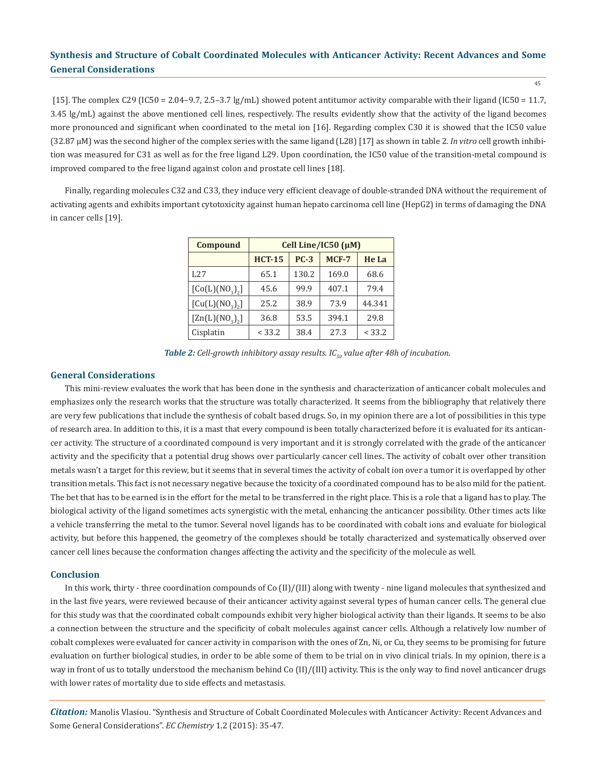[15]. The complex C29 (IC50 = 2.04–9.7, 2.5–3.7 lg/mL) showed potent antitumor activity comparable with their ligand (IC50 = 11.7, 3.45 lg/mL) against the above mentioned cell lines, respectively. The results evidently show that the activity of the ligand becomes more pronounced and significant when coordinated to the metal ion [16]. Regarding complex C30 it is showed that the IC50 value (32.87 μM) was the second higher of the complex series with the same ligand (L28) [17] as shown in table 2. *In vitro* cell growth inhibition was measured for C31 as well as for the free ligand L29. Upon coordination, the IC50 value of the transition-metal compound is improved compared to the free ligand against colon and prostate cell lines [18].

Finally, regarding molecules C32 and C33, they induce very efficient cleavage of double-stranded DNA without the requirement of activating agents and exhibits important cytotoxicity against human hepato carcinoma cell line (HepG2) in terms of damaging the DNA in cancer cells [19].

| Compound | Cell Line/IC50 (μM) | | | |
|---|---|---|---|---|
| | HCT-15 | PC-3 | MCF-7 | He La |
| L27 | 65.1 | 130.2 | 169.0 | 68.6 |
| $[Co(L)(NO_3)_2]$ | 45.6 | 99.9 | 407.1 | 79.4 |
| $[Cu(L)(NO_3)_2]$ | 25.2 | 38.9 | 73.9 | 44.341 |
| $[Zn(L)(NO_3)_2]$ | 36.8 | 53.5 | 394.1 | 29.8 |
| Cisplatin | < 33.2 | 38.4 | 27.3 | < 33.2 |

***Table 2:*** *Cell-growth inhibitory assay results. $IC_{50}$ value after 48h of incubation.*

## General Considerations

This mini-review evaluates the work that has been done in the synthesis and characterization of anticancer cobalt molecules and emphasizes only the research works that the structure was totally characterized. It seems from the bibliography that relatively there are very few publications that include the synthesis of cobalt based drugs. So, in my opinion there are a lot of possibilities in this type of research area. In addition to this, it is a mast that every compound is been totally characterized before it is evaluated for its anticancer activity. The structure of a coordinated compound is very important and it is strongly correlated with the grade of the anticancer activity and the specificity that a potential drug shows over particularly cancer cell lines. The activity of cobalt over other transition metals wasn't a target for this review, but it seems that in several times the activity of cobalt ion over a tumor it is overlapped by other transition metals. This fact is not necessary negative because the toxicity of a coordinated compound has to be also mild for the patient. The bet that has to be earned is in the effort for the metal to be transferred in the right place. This is a role that a ligand has to play. The biological activity of the ligand sometimes acts synergistic with the metal, enhancing the anticancer possibility. Other times acts like a vehicle transferring the metal to the tumor. Several novel ligands has to be coordinated with cobalt ions and evaluate for biological activity, but before this happened, the geometry of the complexes should be totally characterized and systematically observed over cancer cell lines because the conformation changes affecting the activity and the specificity of the molecule as well.

## Conclusion

In this work, thirty - three coordination compounds of Co (II)/(III) along with twenty - nine ligand molecules that synthesized and in the last five years, were reviewed because of their anticancer activity against several types of human cancer cells. The general clue for this study was that the coordinated cobalt compounds exhibit very higher biological activity than their ligands. It seems to be also a connection between the structure and the specificity of cobalt molecules against cancer cells. Although a relatively low number of cobalt complexes were evaluated for cancer activity in comparison with the ones of Zn, Ni, or Cu, they seems to be promising for future evaluation on further biological studies, in order to be able some of them to be trial on in vivo clinical trials. In my opinion, there is a way in front of us to totally understood the mechanism behind Co (II)/(III) activity. This is the only way to find novel anticancer drugs with lower rates of mortality due to side effects and metastasis.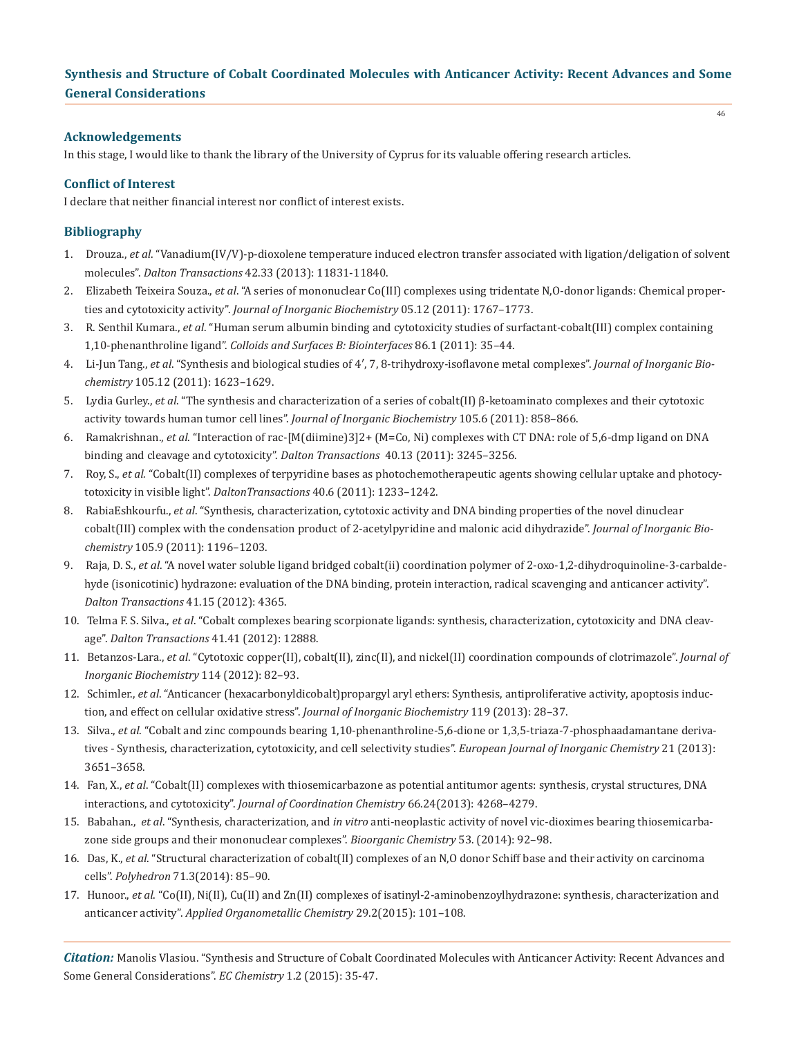## Acknowledgements

In this stage, I would like to thank the library of the University of Cyprus for its valuable offering research articles.

## Conflict of Interest

I declare that neither financial interest nor conflict of interest exists.

## Bibliography

1. Drouza., *et al*. "Vanadium(IV/V)-p-dioxolene temperature induced electron transfer associated with ligation/deligation of solvent molecules". *Dalton Transactions* 42.33 (2013): 11831-11840.
2. Elizabeth Teixeira Souza., *et al*. "A series of mononuclear Co(III) complexes using tridentate N,O-donor ligands: Chemical properties and cytotoxicity activity". *Journal of Inorganic Biochemistry* 05.12 (2011): 1767–1773.
3. R. Senthil Kumara., *et al*. "Human serum albumin binding and cytotoxicity studies of surfactant-cobalt(III) complex containing 1,10-phenanthroline ligand". *Colloids and Surfaces B: Biointerfaces* 86.1 (2011): 35–44.
4. Li-Jun Tang., *et al*. "Synthesis and biological studies of 4′, 7, 8-trihydroxy-isoflavone metal complexes". *Journal of Inorganic Biochemistry* 105.12 (2011): 1623–1629.
5. Lydia Gurley., *et al*. "The synthesis and characterization of a series of cobalt(II) β-ketoaminato complexes and their cytotoxic activity towards human tumor cell lines". *Journal of Inorganic Biochemistry* 105.6 (2011): 858–866.
6. Ramakrishnan., *et al*. "Interaction of rac-[M(diimine)3]2+ (M=Co, Ni) complexes with CT DNA: role of 5,6-dmp ligand on DNA binding and cleavage and cytotoxicity". *Dalton Transactions* 40.13 (2011): 3245–3256.
7. Roy, S., *et al*. "Cobalt(II) complexes of terpyridine bases as photochemotherapeutic agents showing cellular uptake and photocytotoxicity in visible light". *DaltonTransactions* 40.6 (2011): 1233–1242.
8. RabiaEshkourfu., *et al*. "Synthesis, characterization, cytotoxic activity and DNA binding properties of the novel dinuclear cobalt(III) complex with the condensation product of 2-acetylpyridine and malonic acid dihydrazide". *Journal of Inorganic Biochemistry* 105.9 (2011): 1196–1203.
9. Raja, D. S., *et al*. "A novel water soluble ligand bridged cobalt(ii) coordination polymer of 2-oxo-1,2-dihydroquinoline-3-carbaldehyde (isonicotinic) hydrazone: evaluation of the DNA binding, protein interaction, radical scavenging and anticancer activity". *Dalton Transactions* 41.15 (2012): 4365.
10. Telma F. S. Silva., *et al*. "Cobalt complexes bearing scorpionate ligands: synthesis, characterization, cytotoxicity and DNA cleavage". *Dalton Transactions* 41.41 (2012): 12888.
11. Betanzos-Lara., *et al*. "Cytotoxic copper(II), cobalt(II), zinc(II), and nickel(II) coordination compounds of clotrimazole". *Journal of Inorganic Biochemistry* 114 (2012): 82–93.
12. Schimler., *et al*. "Anticancer (hexacarbonyldicobalt)propargyl aryl ethers: Synthesis, antiproliferative activity, apoptosis induction, and effect on cellular oxidative stress". *Journal of Inorganic Biochemistry* 119 (2013): 28–37.
13. Silva., *et al*. "Cobalt and zinc compounds bearing 1,10-phenanthroline-5,6-dione or 1,3,5-triaza-7-phosphaadamantane derivatives - Synthesis, characterization, cytotoxicity, and cell selectivity studies". *European Journal of Inorganic Chemistry* 21 (2013): 3651–3658.
14. Fan, X., *et al*. "Cobalt(II) complexes with thiosemicarbazone as potential antitumor agents: synthesis, crystal structures, DNA interactions, and cytotoxicity". *Journal of Coordination Chemistry* 66.24(2013): 4268–4279.
15. Babahan., *et al*. "Synthesis, characterization, and *in vitro* anti-neoplastic activity of novel vic-dioximes bearing thiosemicarbazone side groups and their mononuclear complexes". *Bioorganic Chemistry* 53. (2014): 92–98.
16. Das, K., *et al*. "Structural characterization of cobalt(II) complexes of an N,O donor Schiff base and their activity on carcinoma cells". *Polyhedron* 71.3(2014): 85–90.
17. Hunoor., *et al*. "Co(II), Ni(II), Cu(II) and Zn(II) complexes of isatinyl-2-aminobenzoylhydrazone: synthesis, characterization and anticancer activity". *Applied Organometallic Chemistry* 29.2(2015): 101–108.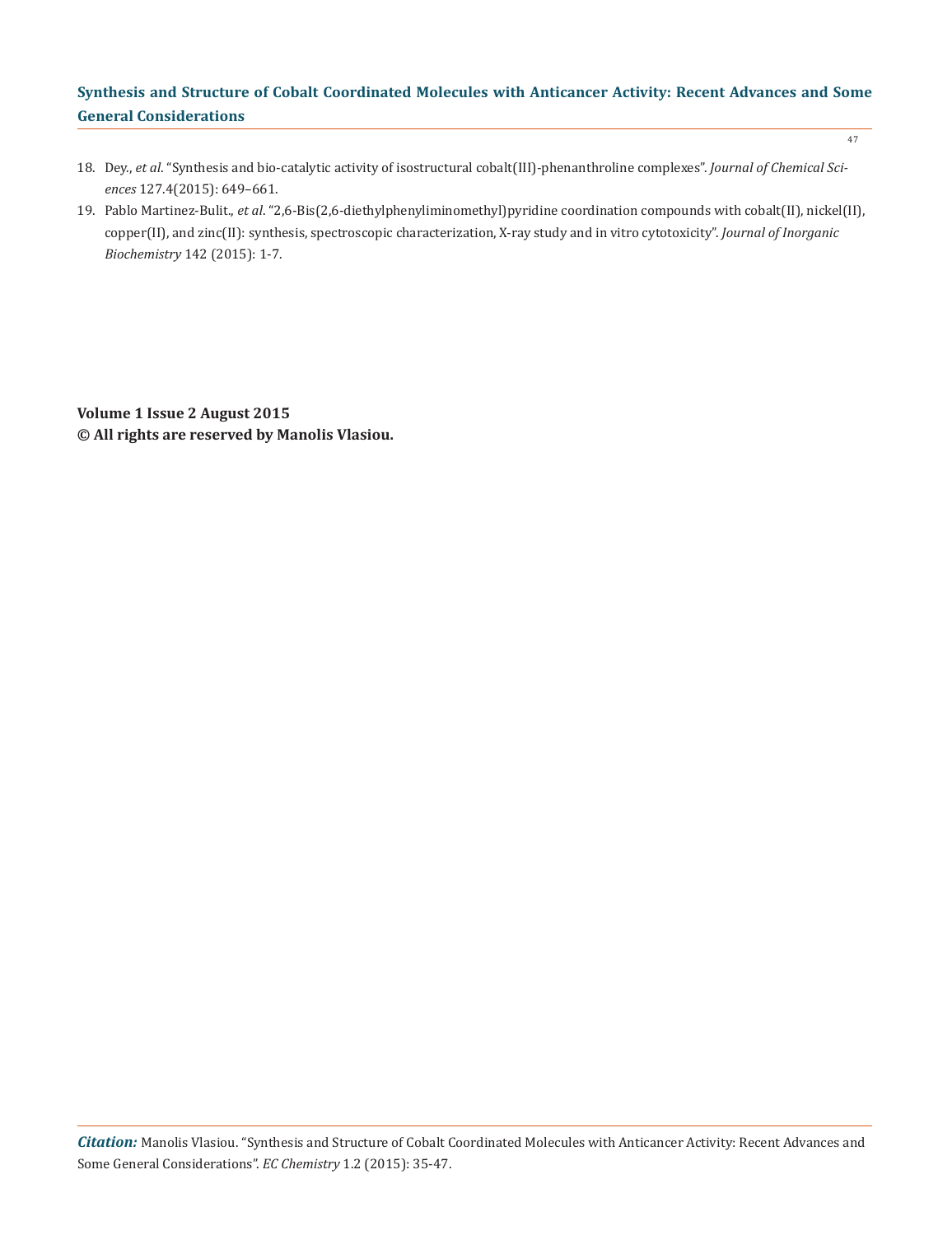18. Dey., *et al*. "Synthesis and bio-catalytic activity of isostructural cobalt(III)-phenanthroline complexes". *Journal of Chemical Sciences* 127.4(2015): 649–661.
19. Pablo Martinez-Bulit., *et al*. "2,6-Bis(2,6-diethylphenyliminomethyl)pyridine coordination compounds with cobalt(II), nickel(II), copper(II), and zinc(II): synthesis, spectroscopic characterization, X-ray study and in vitro cytotoxicity". *Journal of Inorganic Biochemistry* 142 (2015): 1-7.

**Volume 1 Issue 2 August 2015**
**© All rights are reserved by Manolis Vlasiou.**